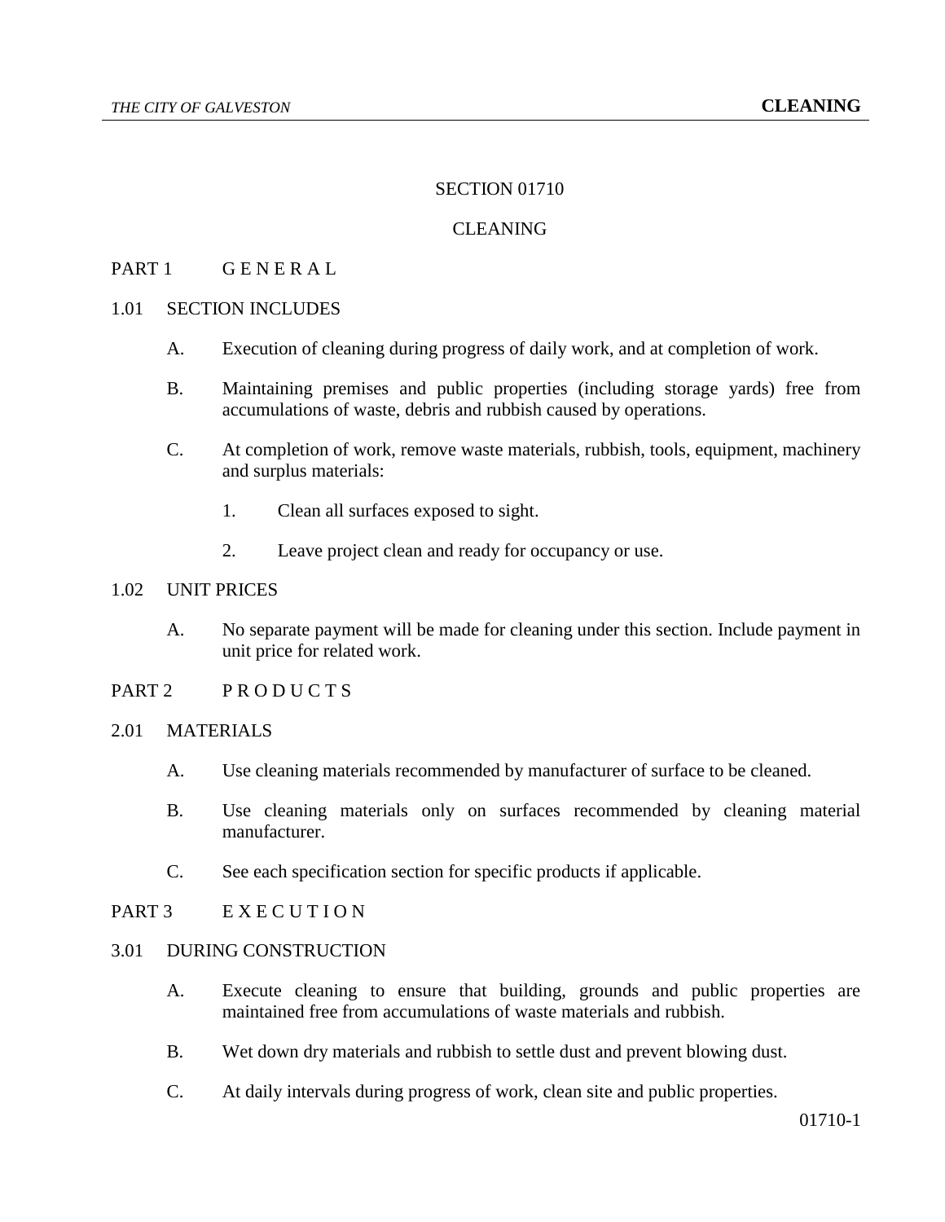# SECTION 01710

# CLEANING

## PART 1 G E N E R A L

### 1.01 SECTION INCLUDES

A. Execution of cleaning during progress of daily work, and at completion of work.

B. Maintaining premises and public properties (including storage yards) free from accumulations of waste, debris and rubbish caused by operations.

C. At completion of work, remove waste materials, rubbish, tools, equipment, machinery and surplus materials:

1. Clean all surfaces exposed to sight.

2. Leave project clean and ready for occupancy or use.

### 1.02 UNIT PRICES

A. No separate payment will be made for cleaning under this section. Include payment in unit price for related work.

## PART 2 P R O D U C T S

### 2.01 MATERIALS

A. Use cleaning materials recommended by manufacturer of surface to be cleaned.

B. Use cleaning materials only on surfaces recommended by cleaning material manufacturer.

C. See each specification section for specific products if applicable.

## PART 3 E X E C U T I O N

### 3.01 DURING CONSTRUCTION

A. Execute cleaning to ensure that building, grounds and public properties are maintained free from accumulations of waste materials and rubbish.

B. Wet down dry materials and rubbish to settle dust and prevent blowing dust.

C. At daily intervals during progress of work, clean site and public properties.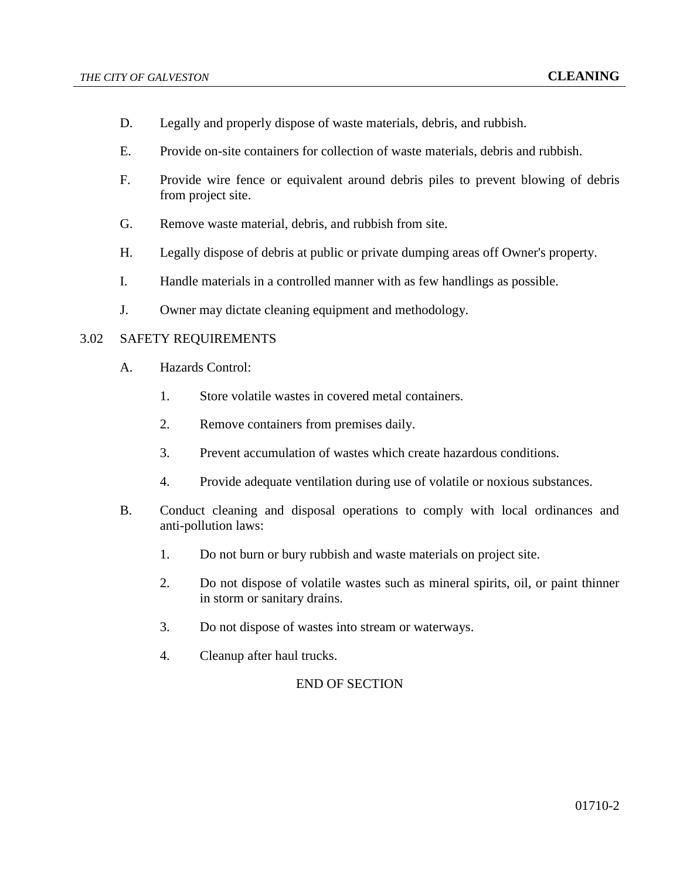D. Legally and properly dispose of waste materials, debris, and rubbish.

E. Provide on-site containers for collection of waste materials, debris and rubbish.

F. Provide wire fence or equivalent around debris piles to prevent blowing of debris from project site.

G. Remove waste material, debris, and rubbish from site.

H. Legally dispose of debris at public or private dumping areas off Owner's property.

I. Handle materials in a controlled manner with as few handlings as possible.

J. Owner may dictate cleaning equipment and methodology.

## 3.02 SAFETY REQUIREMENTS

A. Hazards Control:

1. Store volatile wastes in covered metal containers.

2. Remove containers from premises daily.

3. Prevent accumulation of wastes which create hazardous conditions.

4. Provide adequate ventilation during use of volatile or noxious substances.

B. Conduct cleaning and disposal operations to comply with local ordinances and anti-pollution laws:

1. Do not burn or bury rubbish and waste materials on project site.

2. Do not dispose of volatile wastes such as mineral spirits, oil, or paint thinner in storm or sanitary drains.

3. Do not dispose of wastes into stream or waterways.

4. Cleanup after haul trucks.

END OF SECTION